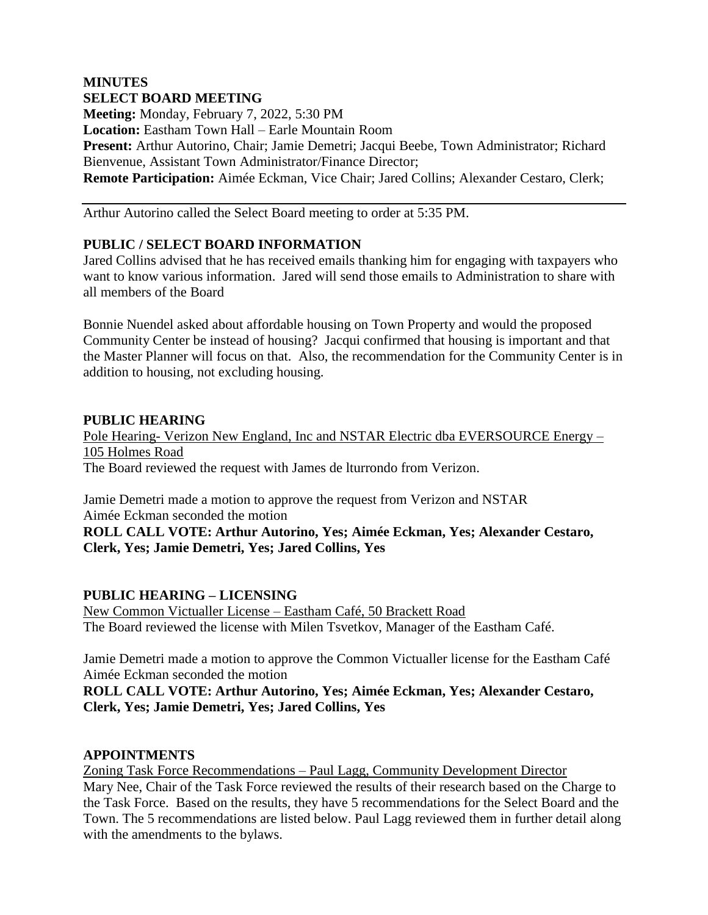**MINUTES**
**SELECT BOARD MEETING**
**Meeting:** Monday, February 7, 2022, 5:30 PM
**Location:** Eastham Town Hall – Earle Mountain Room
**Present:** Arthur Autorino, Chair; Jamie Demetri; Jacqui Beebe, Town Administrator; Richard Bienvenue, Assistant Town Administrator/Finance Director;
**Remote Participation:** Aimée Eckman, Vice Chair; Jared Collins; Alexander Cestaro, Clerk;

---

Arthur Autorino called the Select Board meeting to order at 5:35 PM.

**PUBLIC / SELECT BOARD INFORMATION**

Jared Collins advised that he has received emails thanking him for engaging with taxpayers who want to know various information. Jared will send those emails to Administration to share with all members of the Board

Bonnie Nuendel asked about affordable housing on Town Property and would the proposed Community Center be instead of housing? Jacqui confirmed that housing is important and that the Master Planner will focus on that. Also, the recommendation for the Community Center is in addition to housing, not excluding housing.

**PUBLIC HEARING**

Pole Hearing- Verizon New England, Inc and NSTAR Electric dba EVERSOURCE Energy – 105 Holmes Road

The Board reviewed the request with James de lturrondo from Verizon.

Jamie Demetri made a motion to approve the request from Verizon and NSTAR
Aimée Eckman seconded the motion
**ROLL CALL VOTE: Arthur Autorino, Yes; Aimée Eckman, Yes; Alexander Cestaro, Clerk, Yes; Jamie Demetri, Yes; Jared Collins, Yes**

**PUBLIC HEARING – LICENSING**

New Common Victualler License – Eastham Café, 50 Brackett Road

The Board reviewed the license with Milen Tsvetkov, Manager of the Eastham Café.

Jamie Demetri made a motion to approve the Common Victualler license for the Eastham Café
Aimée Eckman seconded the motion
**ROLL CALL VOTE: Arthur Autorino, Yes; Aimée Eckman, Yes; Alexander Cestaro, Clerk, Yes; Jamie Demetri, Yes; Jared Collins, Yes**

**APPOINTMENTS**

Zoning Task Force Recommendations – Paul Lagg, Community Development Director

Mary Nee, Chair of the Task Force reviewed the results of their research based on the Charge to the Task Force. Based on the results, they have 5 recommendations for the Select Board and the Town. The 5 recommendations are listed below. Paul Lagg reviewed them in further detail along with the amendments to the bylaws.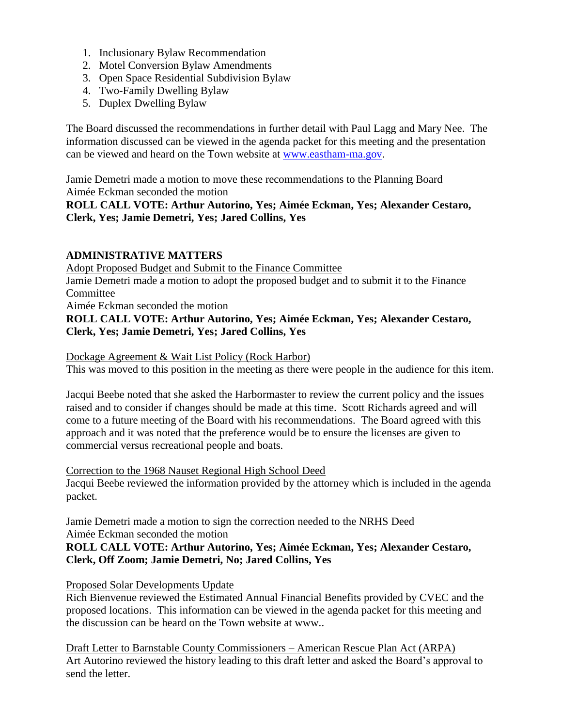1. Inclusionary Bylaw Recommendation
2. Motel Conversion Bylaw Amendments
3. Open Space Residential Subdivision Bylaw
4. Two-Family Dwelling Bylaw
5. Duplex Dwelling Bylaw

The Board discussed the recommendations in further detail with Paul Lagg and Mary Nee. The information discussed can be viewed in the agenda packet for this meeting and the presentation can be viewed and heard on the Town website at www.eastham-ma.gov.

Jamie Demetri made a motion to move these recommendations to the Planning Board
Aimée Eckman seconded the motion
**ROLL CALL VOTE: Arthur Autorino, Yes; Aimée Eckman, Yes; Alexander Cestaro, Clerk, Yes; Jamie Demetri, Yes; Jared Collins, Yes**

**ADMINISTRATIVE MATTERS**

Adopt Proposed Budget and Submit to the Finance Committee
Jamie Demetri made a motion to adopt the proposed budget and to submit it to the Finance Committee
Aimée Eckman seconded the motion
**ROLL CALL VOTE: Arthur Autorino, Yes; Aimée Eckman, Yes; Alexander Cestaro, Clerk, Yes; Jamie Demetri, Yes; Jared Collins, Yes**

Dockage Agreement & Wait List Policy (Rock Harbor)
This was moved to this position in the meeting as there were people in the audience for this item.

Jacqui Beebe noted that she asked the Harbormaster to review the current policy and the issues raised and to consider if changes should be made at this time. Scott Richards agreed and will come to a future meeting of the Board with his recommendations. The Board agreed with this approach and it was noted that the preference would be to ensure the licenses are given to commercial versus recreational people and boats.

Correction to the 1968 Nauset Regional High School Deed
Jacqui Beebe reviewed the information provided by the attorney which is included in the agenda packet.

Jamie Demetri made a motion to sign the correction needed to the NRHS Deed
Aimée Eckman seconded the motion
**ROLL CALL VOTE: Arthur Autorino, Yes; Aimée Eckman, Yes; Alexander Cestaro, Clerk, Off Zoom; Jamie Demetri, No; Jared Collins, Yes**

Proposed Solar Developments Update
Rich Bienvenue reviewed the Estimated Annual Financial Benefits provided by CVEC and the proposed locations. This information can be viewed in the agenda packet for this meeting and the discussion can be heard on the Town website at www..

Draft Letter to Barnstable County Commissioners – American Rescue Plan Act (ARPA)
Art Autorino reviewed the history leading to this draft letter and asked the Board's approval to send the letter.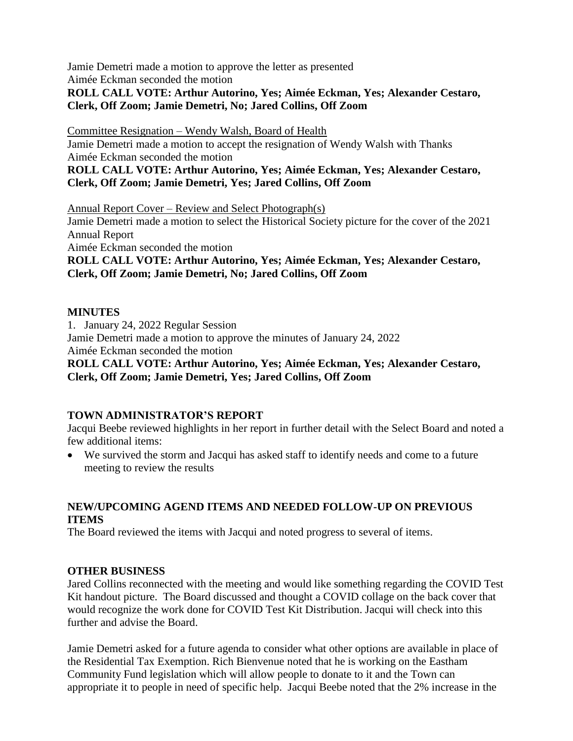Jamie Demetri made a motion to approve the letter as presented
Aimée Eckman seconded the motion
**ROLL CALL VOTE: Arthur Autorino, Yes; Aimée Eckman, Yes; Alexander Cestaro, Clerk, Off Zoom; Jamie Demetri, No; Jared Collins, Off Zoom**

Committee Resignation – Wendy Walsh, Board of Health
Jamie Demetri made a motion to accept the resignation of Wendy Walsh with Thanks
Aimée Eckman seconded the motion
**ROLL CALL VOTE: Arthur Autorino, Yes; Aimée Eckman, Yes; Alexander Cestaro, Clerk, Off Zoom; Jamie Demetri, Yes; Jared Collins, Off Zoom**

Annual Report Cover – Review and Select Photograph(s)
Jamie Demetri made a motion to select the Historical Society picture for the cover of the 2021 Annual Report
Aimée Eckman seconded the motion
**ROLL CALL VOTE: Arthur Autorino, Yes; Aimée Eckman, Yes; Alexander Cestaro, Clerk, Off Zoom; Jamie Demetri, No; Jared Collins, Off Zoom**

## MINUTES

1. January 24, 2022 Regular Session

Jamie Demetri made a motion to approve the minutes of January 24, 2022
Aimée Eckman seconded the motion
**ROLL CALL VOTE: Arthur Autorino, Yes; Aimée Eckman, Yes; Alexander Cestaro, Clerk, Off Zoom; Jamie Demetri, Yes; Jared Collins, Off Zoom**

## TOWN ADMINISTRATOR'S REPORT

Jacqui Beebe reviewed highlights in her report in further detail with the Select Board and noted a few additional items:

- We survived the storm and Jacqui has asked staff to identify needs and come to a future meeting to review the results

## NEW/UPCOMING AGEND ITEMS AND NEEDED FOLLOW-UP ON PREVIOUS ITEMS

The Board reviewed the items with Jacqui and noted progress to several of items.

## OTHER BUSINESS

Jared Collins reconnected with the meeting and would like something regarding the COVID Test Kit handout picture. The Board discussed and thought a COVID collage on the back cover that would recognize the work done for COVID Test Kit Distribution. Jacqui will check into this further and advise the Board.

Jamie Demetri asked for a future agenda to consider what other options are available in place of the Residential Tax Exemption. Rich Bienvenue noted that he is working on the Eastham Community Fund legislation which will allow people to donate to it and the Town can appropriate it to people in need of specific help. Jacqui Beebe noted that the 2% increase in the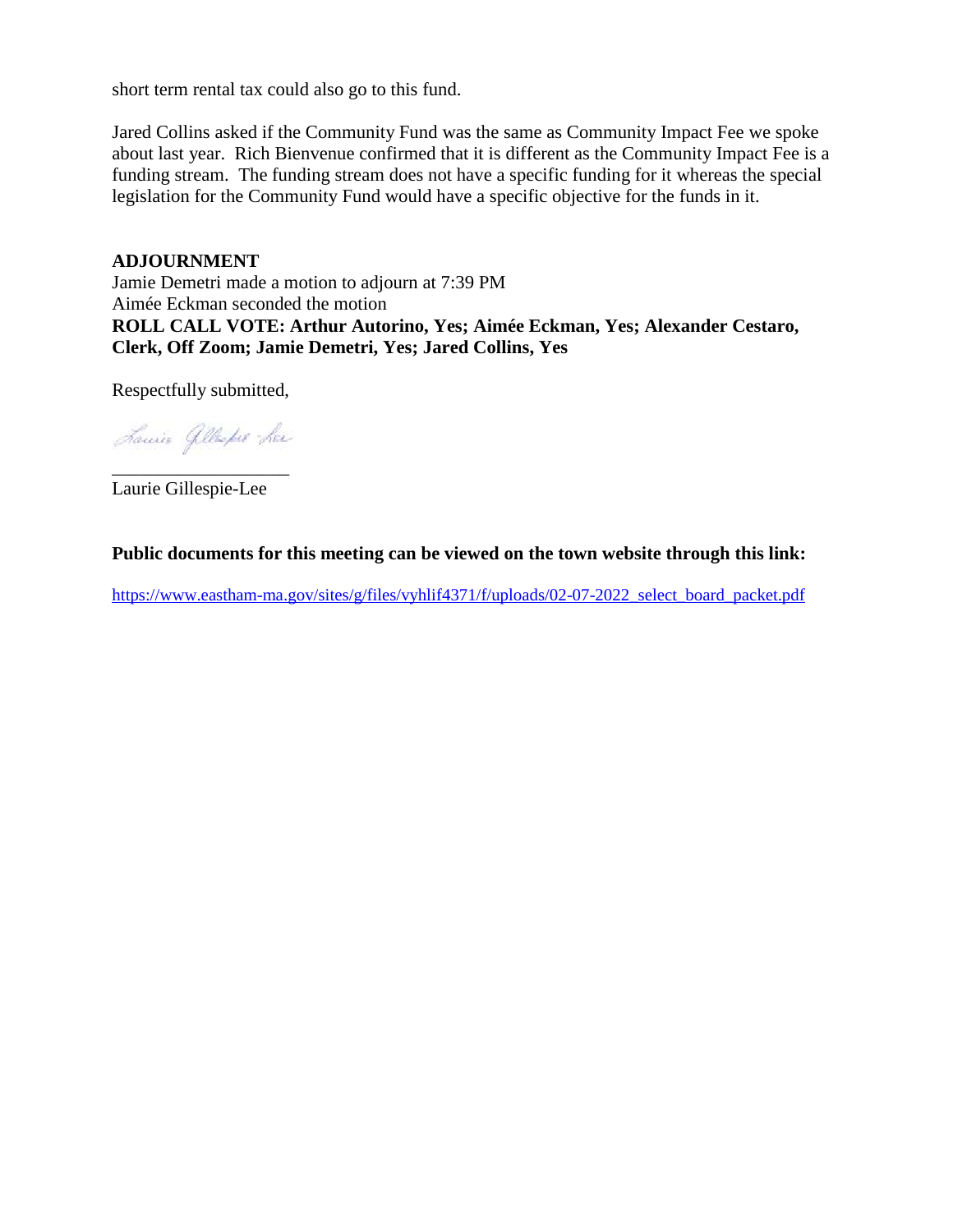short term rental tax could also go to this fund.

Jared Collins asked if the Community Fund was the same as Community Impact Fee we spoke about last year. Rich Bienvenue confirmed that it is different as the Community Impact Fee is a funding stream. The funding stream does not have a specific funding for it whereas the special legislation for the Community Fund would have a specific objective for the funds in it.

**ADJOURNMENT**
Jamie Demetri made a motion to adjourn at 7:39 PM
Aimée Eckman seconded the motion
**ROLL CALL VOTE: Arthur Autorino, Yes; Aimée Eckman, Yes; Alexander Cestaro, Clerk, Off Zoom; Jamie Demetri, Yes; Jared Collins, Yes**

Respectfully submitted,

___________________
Laurie Gillespie-Lee

**Public documents for this meeting can be viewed on the town website through this link:**

https://www.eastham-ma.gov/sites/g/files/vyhlif4371/f/uploads/02-07-2022_select_board_packet.pdf